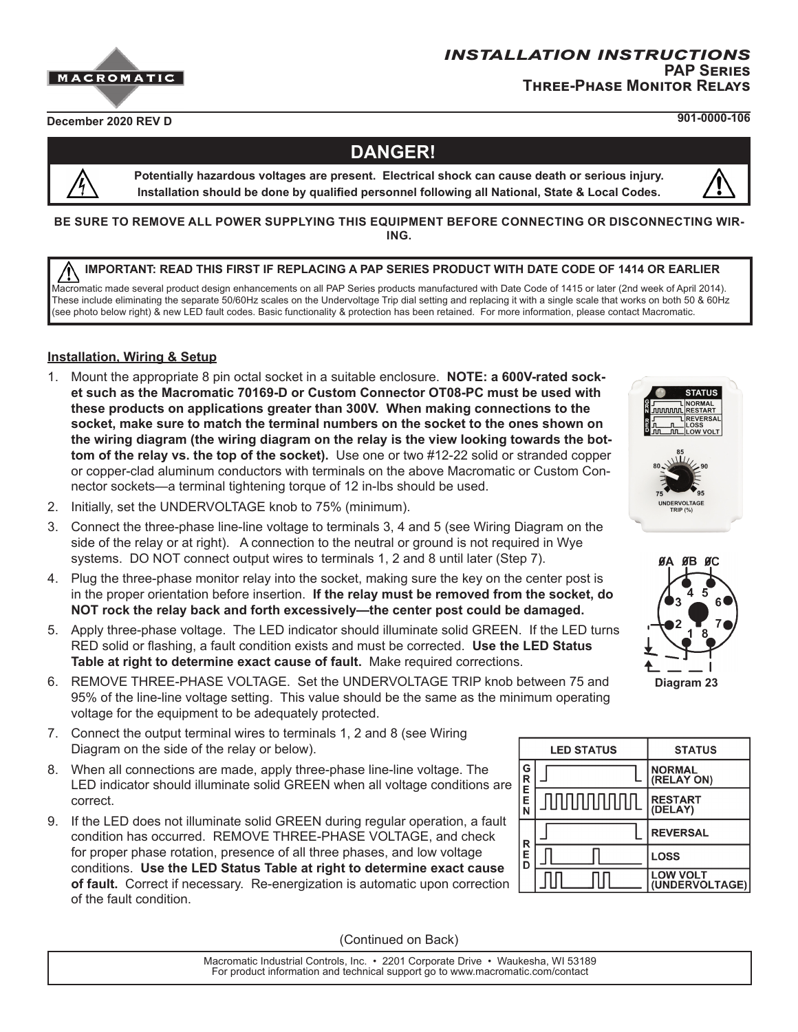# INSTALLATION INSTRUCTIONS

## PAP Series
## Three-Phase Monitor Relays

**December 2020 REV D** 901-0000-106

## DANGER!

**Potentially hazardous voltages are present. Electrical shock can cause death or serious injury. Installation should be done by qualified personnel following all National, State & Local Codes.**

**BE SURE TO REMOVE ALL POWER SUPPLYING THIS EQUIPMENT BEFORE CONNECTING OR DISCONNECTING WIRING.**

**IMPORTANT: READ THIS FIRST IF REPLACING A PAP SERIES PRODUCT WITH DATE CODE OF 1414 OR EARLIER**

Macromatic made several product design enhancements on all PAP Series products manufactured with Date Code of 1415 or later (2nd week of April 2014). These include eliminating the separate 50/60Hz scales on the Undervoltage Trip dial setting and replacing it with a single scale that works on both 50 & 60Hz (see photo below right) & new LED fault codes. Basic functionality & protection has been retained. For more information, please contact Macromatic.

### Installation, Wiring & Setup

1. Mount the appropriate 8 pin octal socket in a suitable enclosure. **NOTE: a 600V-rated socket such as the Macromatic 70169-D or Custom Connector OT08-PC must be used with these products on applications greater than 300V. When making connections to the socket, make sure to match the terminal numbers on the socket to the ones shown on the wiring diagram (the wiring diagram on the relay is the view looking towards the bottom of the relay vs. the top of the socket).** Use one or two #12-22 solid or stranded copper or copper-clad aluminum conductors with terminals on the above Macromatic or Custom Connector sockets—a terminal tightening torque of 12 in-lbs should be used.
2. Initially, set the UNDERVOLTAGE knob to 75% (minimum).
3. Connect the three-phase line-line voltage to terminals 3, 4 and 5 (see Wiring Diagram on the side of the relay or at right). A connection to the neutral or ground is not required in Wye systems. DO NOT connect output wires to terminals 1, 2 and 8 until later (Step 7).
4. Plug the three-phase monitor relay into the socket, making sure the key on the center post is in the proper orientation before insertion. **If the relay must be removed from the socket, do NOT rock the relay back and forth excessively—the center post could be damaged.**
5. Apply three-phase voltage. The LED indicator should illuminate solid GREEN. If the LED turns RED solid or flashing, a fault condition exists and must be corrected. **Use the LED Status Table at right to determine exact cause of fault.** Make required corrections.
6. REMOVE THREE-PHASE VOLTAGE. Set the UNDERVOLTAGE TRIP knob between 75 and 95% of the line-line voltage setting. This value should be the same as the minimum operating voltage for the equipment to be adequately protected.
7. Connect the output terminal wires to terminals 1, 2 and 8 (see Wiring Diagram on the side of the relay or below).
8. When all connections are made, apply three-phase line-line voltage. The LED indicator should illuminate solid GREEN when all voltage conditions are correct.
9. If the LED does not illuminate solid GREEN during regular operation, a fault condition has occurred. REMOVE THREE-PHASE VOLTAGE, and check for proper phase rotation, presence of all three phases, and low voltage conditions. **Use the LED Status Table at right to determine exact cause of fault.** Correct if necessary. Re-energization is automatic upon correction of the fault condition.

Diagram 23

| | LED STATUS | STATUS |
|---|---|---|
| GREEN | Solid | NORMAL (RELAY ON) |
| GREEN | Continuous flashing | RESTART (DELAY) |
| RED | Solid | REVERSAL |
| RED | Single flash | LOSS |
| RED | Triple flash | LOW VOLT (UNDERVOLTAGE) |

(Continued on Back)

Macromatic Industrial Controls, Inc. • 2201 Corporate Drive • Waukesha, WI 53189
For product information and technical support go to www.macromatic.com/contact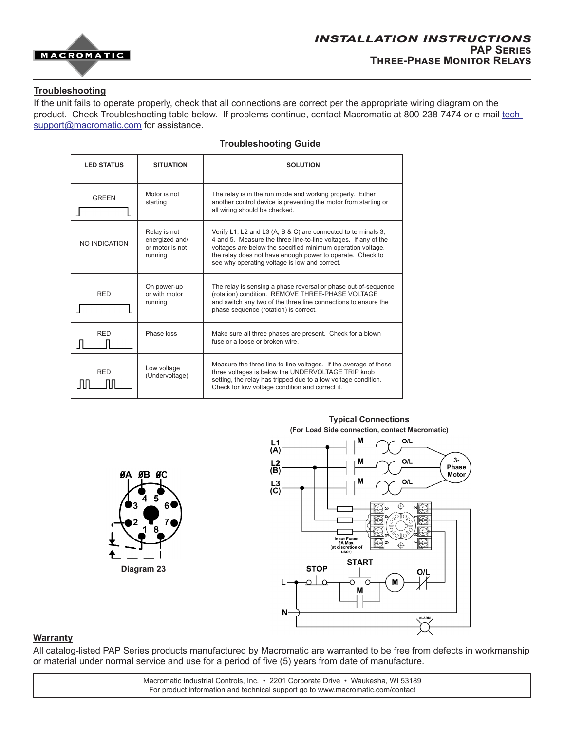## Troubleshooting

If the unit fails to operate properly, check that all connections are correct per the appropriate wiring diagram on the product. Check Troubleshooting table below. If problems continue, contact Macromatic at 800-238-7474 or e-mail tech-support@macromatic.com for assistance.

**Troubleshooting Guide**

| LED STATUS | SITUATION | SOLUTION |
|---|---|---|
| GREEN | Motor is not starting | The relay is in the run mode and working properly. Either another control device is preventing the motor from starting or all wiring should be checked. |
| NO INDICATION | Relay is not energized and/ or motor is not running | Verify L1, L2 and L3 (A, B & C) are connected to terminals 3, 4 and 5. Measure the three line-to-line voltages. If any of the voltages are below the specified minimum operation voltage, the relay does not have enough power to operate. Check to see why operating voltage is low and correct. |
| RED | On power-up or with motor running | The relay is sensing a phase reversal or phase out-of-sequence (rotation) condition. REMOVE THREE-PHASE VOLTAGE and switch any two of the three line connections to ensure the phase sequence (rotation) is correct. |
| RED | Phase loss | Make sure all three phases are present. Check for a blown fuse or a loose or broken wire. |
| RED | Low voltage (Undervoltage) | Measure the three line-to-line voltages. If the average of these three voltages is below the UNDERVOLTAGE TRIP knob setting, the relay has tripped due to a low voltage condition. Check for low voltage condition and correct it. |

ØA ØB ØC

3 4 5 6 2 7 1 8

Diagram 23

**Typical Connections**
**(For Load Side connection, contact Macromatic)**

L1 (A)
L2 (B)
L3 (C)
M
O/L
3-Phase Motor
Input Fuses 2A Max. (at discretion of user)
STOP
START
L
N
M
O/L
ALARM

## Warranty

All catalog-listed PAP Series products manufactured by Macromatic are warranted to be free from defects in workmanship or material under normal service and use for a period of five (5) years from date of manufacture.

Macromatic Industrial Controls, Inc. • 2201 Corporate Drive • Waukesha, WI 53189
For product information and technical support go to www.macromatic.com/contact